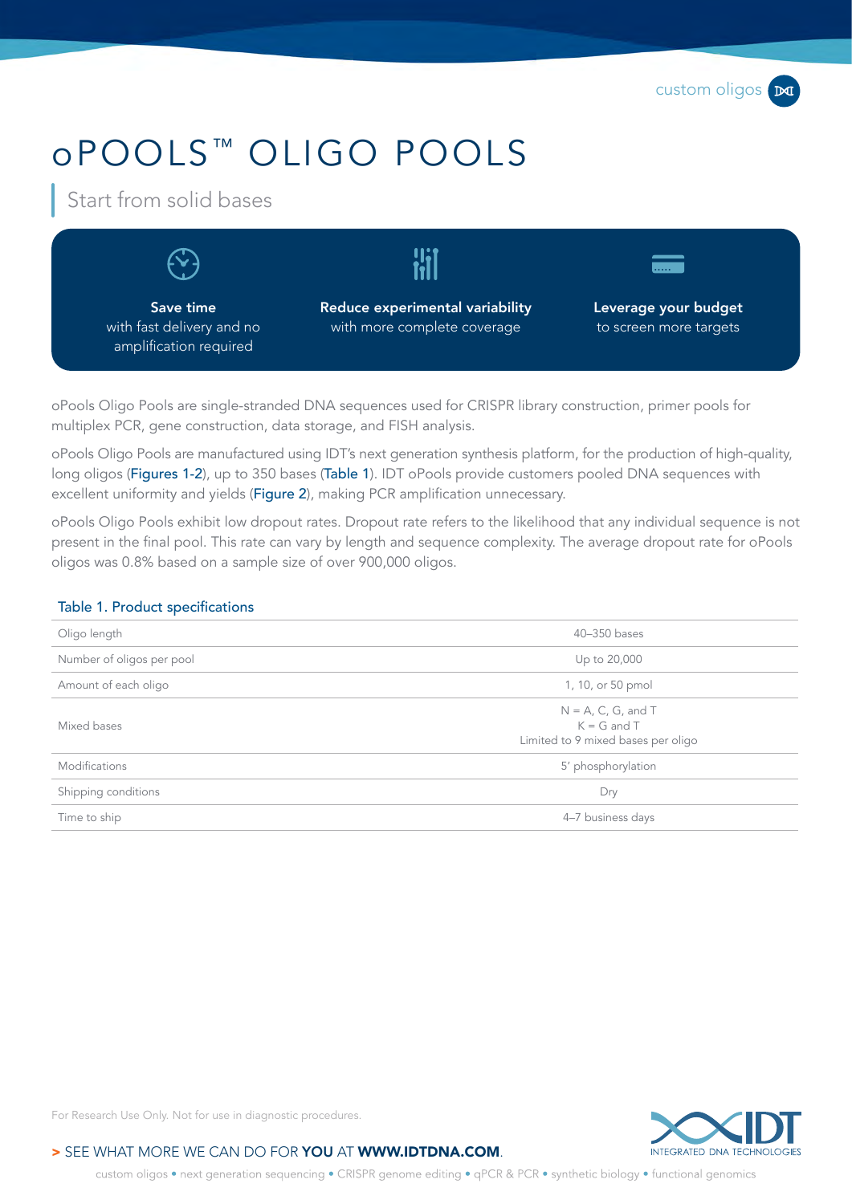custom oligos

# oPOOLS™ OLIGO POOLS

## Start from solid bases

**Save time**
with fast delivery and no amplification required

**Reduce experimental variability**
with more complete coverage

**Leverage your budget**
to screen more targets

oPools Oligo Pools are single-stranded DNA sequences used for CRISPR library construction, primer pools for multiplex PCR, gene construction, data storage, and FISH analysis.

oPools Oligo Pools are manufactured using IDT's next generation synthesis platform, for the production of high-quality, long oligos (Figures 1-2), up to 350 bases (Table 1). IDT oPools provide customers pooled DNA sequences with excellent uniformity and yields (Figure 2), making PCR amplification unnecessary.

oPools Oligo Pools exhibit low dropout rates. Dropout rate refers to the likelihood that any individual sequence is not present in the final pool. This rate can vary by length and sequence complexity. The average dropout rate for oPools oligos was 0.8% based on a sample size of over 900,000 oligos.

### Table 1. Product specifications

| | |
|---|---|
| Oligo length | 40–350 bases |
| Number of oligos per pool | Up to 20,000 |
| Amount of each oligo | 1, 10, or 50 pmol |
| Mixed bases | N = A, C, G, and T<br>K = G and T<br>Limited to 9 mixed bases per oligo |
| Modifications | 5′ phosphorylation |
| Shipping conditions | Dry |
| Time to ship | 4–7 business days |

For Research Use Only. Not for use in diagnostic procedures.

> SEE WHAT MORE WE CAN DO FOR **YOU** AT **WWW.IDTDNA.COM**.

custom oligos • next generation sequencing • CRISPR genome editing • qPCR & PCR • synthetic biology • functional genomics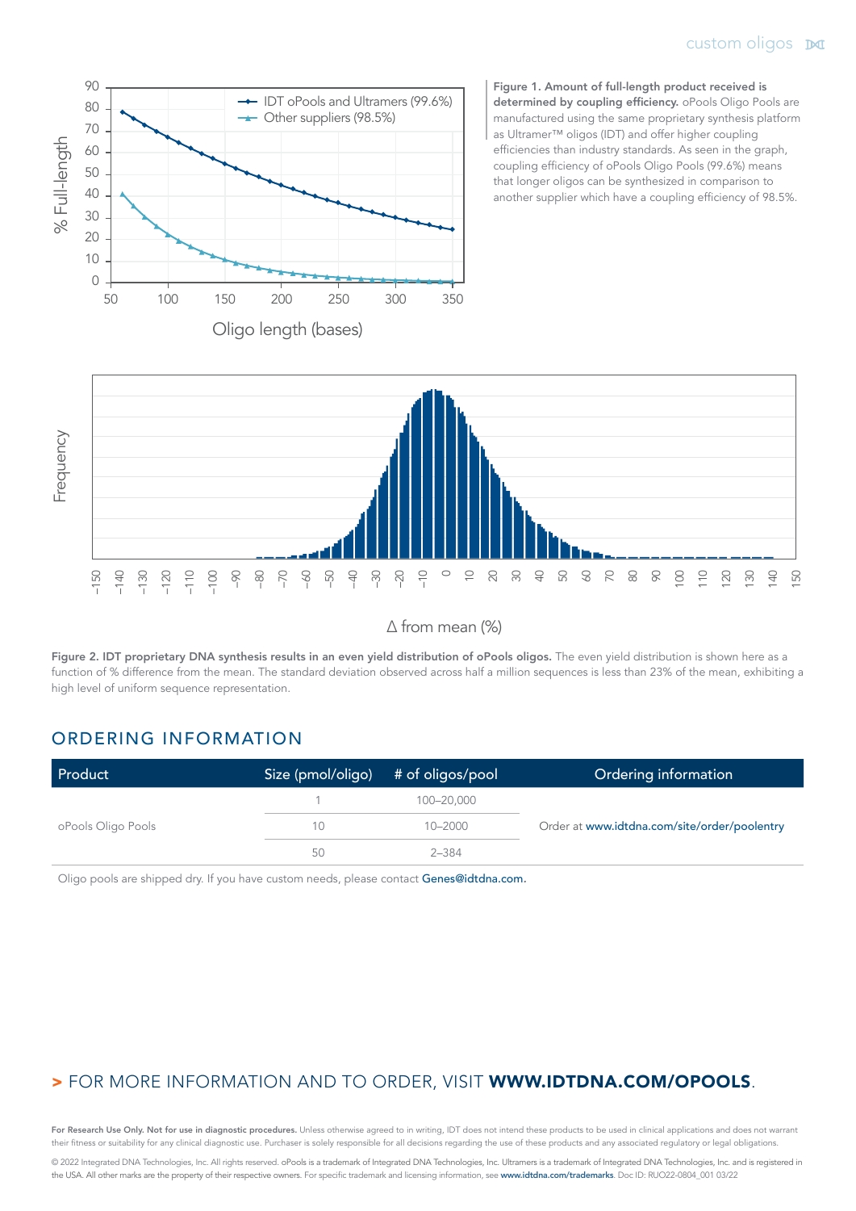90
80
70
60
50
40
30
20
10
0

% Full-length

- IDT oPools and Ultramers (99.6%)
- Other suppliers (98.5%)

50 100 150 200 250 300 350

Oligo length (bases)

**Figure 1. Amount of full-length product received is determined by coupling efficiency.** oPools Oligo Pools are manufactured using the same proprietary synthesis platform as Ultramer™ oligos (IDT) and offer higher coupling efficiencies than industry standards. As seen in the graph, coupling efficiency of oPools Oligo Pools (99.6%) means that longer oligos can be synthesized in comparison to another supplier which have a coupling efficiency of 98.5%.

Frequency

–150 –140 –130 –120 –110 –100 –90 –80 –70 –60 –50 –40 –30 –20 –10 0 10 20 30 40 50 60 70 80 90 100 110 120 130 140 150

Δ from mean (%)

**Figure 2. IDT proprietary DNA synthesis results in an even yield distribution of oPools oligos.** The even yield distribution is shown here as a function of % difference from the mean. The standard deviation observed across half a million sequences is less than 23% of the mean, exhibiting a high level of uniform sequence representation.

## ORDERING INFORMATION

| Product | Size (pmol/oligo) | # of oligos/pool | Ordering information |
|---|---|---|---|
| oPools Oligo Pools | 1 | 100–20,000 | Order at www.idtdna.com/site/order/poolentry |
| | 10 | 10–2000 | |
| | 50 | 2–384 | |

Oligo pools are shipped dry. If you have custom needs, please contact Genes@idtdna.com.

**> FOR MORE INFORMATION AND TO ORDER, VISIT WWW.IDTDNA.COM/OPOOLS.**

**For Research Use Only. Not for use in diagnostic procedures.** Unless otherwise agreed to in writing, IDT does not intend these products to be used in clinical applications and does not warrant their fitness or suitability for any clinical diagnostic use. Purchaser is solely responsible for all decisions regarding the use of these products and any associated regulatory or legal obligations.

© 2022 Integrated DNA Technologies, Inc. All rights reserved. oPools is a trademark of Integrated DNA Technologies, Inc. Ultramers is a trademark of Integrated DNA Technologies, Inc. and is registered in the USA. All other marks are the property of their respective owners. For specific trademark and licensing information, see www.idtdna.com/trademarks. Doc ID: RUO22-0804_001 03/22